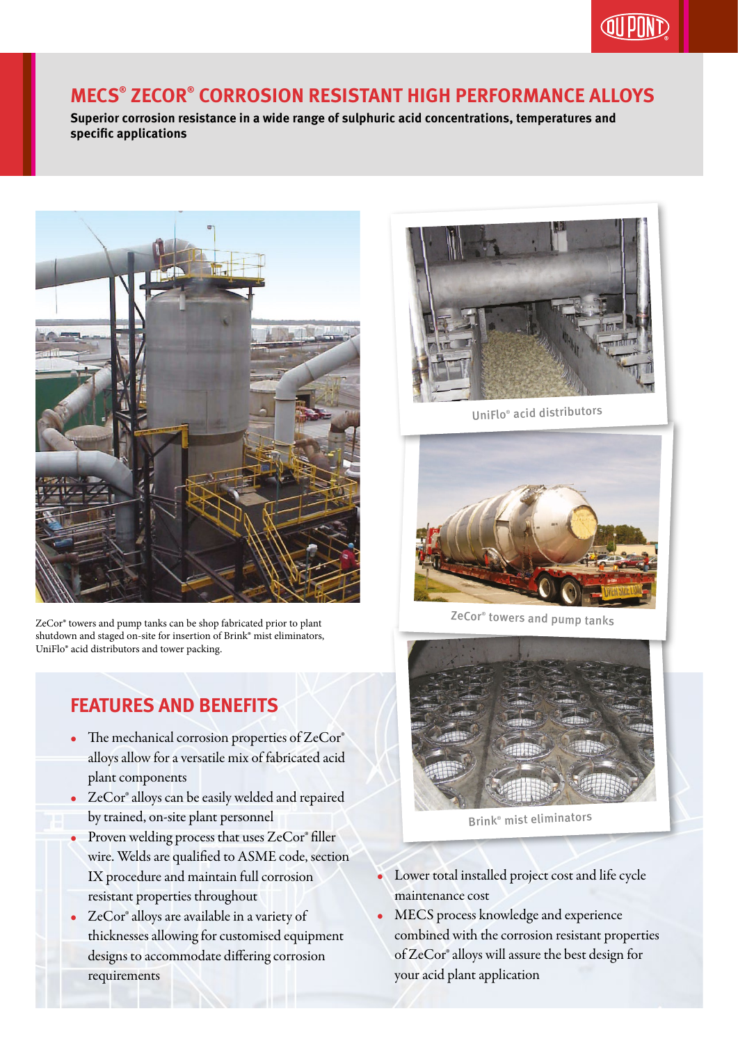# MECS® ZECOR® CORROSION RESISTANT HIGH PERFORMANCE ALLOYS

**Superior corrosion resistance in a wide range of sulphuric acid concentrations, temperatures and specific applications**

ZeCor® towers and pump tanks can be shop fabricated prior to plant shutdown and staged on-site for insertion of Brink® mist eliminators, UniFlo® acid distributors and tower packing.

UniFlo® acid distributors

ZeCor® towers and pump tanks

Brink® mist eliminators

## FEATURES AND BENEFITS

- The mechanical corrosion properties of ZeCor® alloys allow for a versatile mix of fabricated acid plant components
- ZeCor® alloys can be easily welded and repaired by trained, on-site plant personnel
- Proven welding process that uses ZeCor® filler wire. Welds are qualified to ASME code, section IX procedure and maintain full corrosion resistant properties throughout
- ZeCor® alloys are available in a variety of thicknesses allowing for customised equipment designs to accommodate differing corrosion requirements
- Lower total installed project cost and life cycle maintenance cost
- MECS process knowledge and experience combined with the corrosion resistant properties of ZeCor® alloys will assure the best design for your acid plant application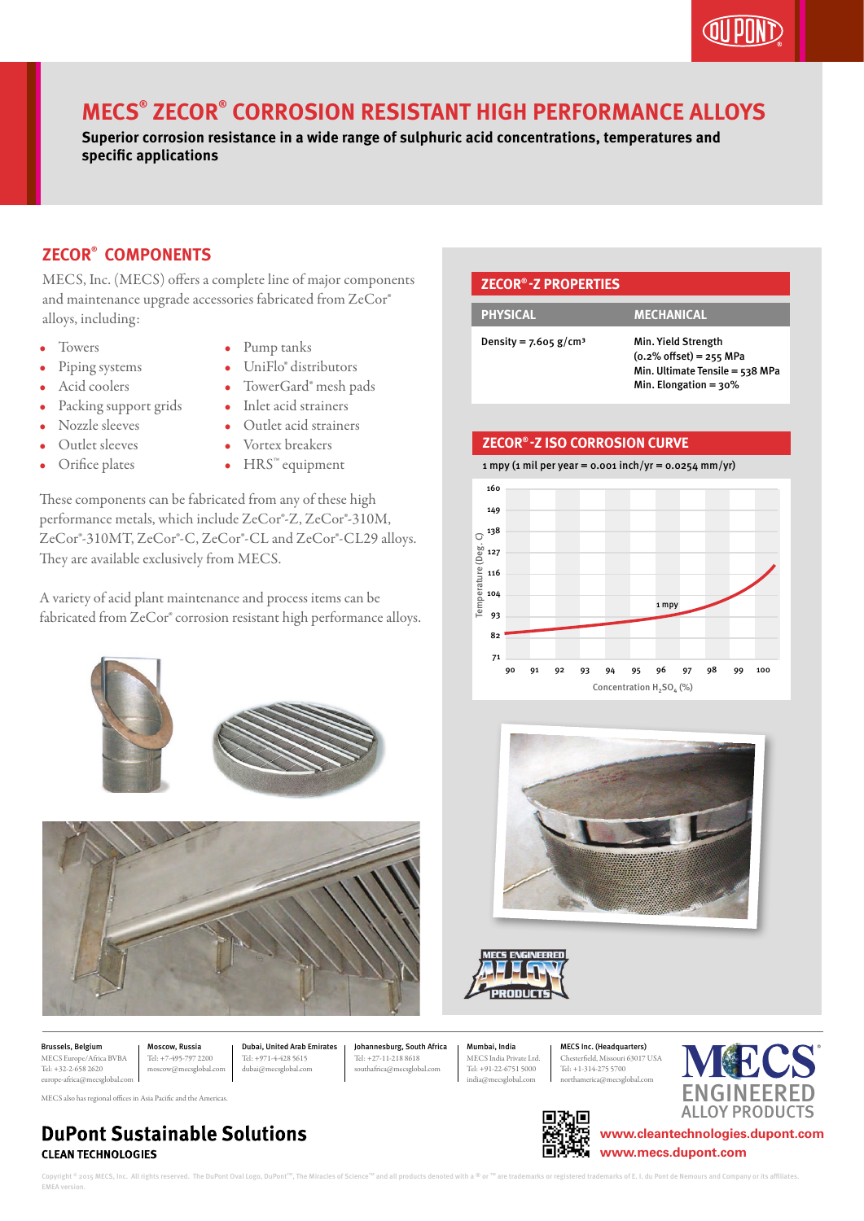# MECS® ZECOR® CORROSION RESISTANT HIGH PERFORMANCE ALLOYS

**Superior corrosion resistance in a wide range of sulphuric acid concentrations, temperatures and specific applications**

## ZECOR® COMPONENTS

MECS, Inc. (MECS) offers a complete line of major components and maintenance upgrade accessories fabricated from ZeCor® alloys, including:

- Towers
- Piping systems
- Acid coolers
- Packing support grids
- Nozzle sleeves
- Outlet sleeves
- Orifice plates
- Pump tanks
- UniFlo® distributors
- TowerGard® mesh pads
- Inlet acid strainers
- Outlet acid strainers
- Vortex breakers
- HRS™ equipment

These components can be fabricated from any of these high performance metals, which include ZeCor®-Z, ZeCor®-310M, ZeCor®-310MT, ZeCor®-C, ZeCor®-CL and ZeCor®-CL29 alloys. They are available exclusively from MECS.

A variety of acid plant maintenance and process items can be fabricated from ZeCor® corrosion resistant high performance alloys.

## ZECOR®-Z PROPERTIES

| PHYSICAL | MECHANICAL |
|---|---|
| Density = 7.605 g/cm³ | Min. Yield Strength (0.2% offset) = 255 MPa<br>Min. Ultimate Tensile = 538 MPa<br>Min. Elongation = 30% |

## ZECOR®-Z ISO CORROSION CURVE

1 mpy (1 mil per year = 0.001 inch/yr = 0.0254 mm/yr)

Temperature (Deg. C)

160
149
138
127
116
104
93
82
71

1 mpy

90 91 92 93 94 95 96 97 98 99 100

Concentration $H_2SO_4$ (%)

MECS ENGINEERED ALLOY PRODUCTS

**Brussels, Belgium**
MECS Europe/Africa BVBA
Tel: +32-2-658 2620
europe-africa@mecsglobal.com

**Moscow, Russia**
Tel: +7-495-797 2200
moscow@mecsglobal.com

**Dubai, United Arab Emirates**
Tel: +971-4-428 5615
dubai@mecsglobal.com

**Johannesburg, South Africa**
Tel: +27-11-218 8618
southafrica@mecsglobal.com

**Mumbai, India**
MECS India Private Ltd.
Tel: +91-22-6751 5000
india@mecsglobal.com

**MECS Inc. (Headquarters)**
Chesterfield, Missouri 63017 USA
Tel: +1-314-275 5700
northamerica@mecsglobal.com

MECS also has regional offices in Asia Pacific and the Americas.

MECS® ENGINEERED ALLOY PRODUCTS

**DuPont Sustainable Solutions**
**CLEAN TECHNOLOGIES**

www.cleantechnologies.dupont.com
www.mecs.dupont.com

Copyright © 2015 MECS, Inc. All rights reserved. The DuPont Oval Logo, DuPont™, The Miracles of Science™ and all products denoted with a ® or ™ are trademarks or registered trademarks of E. I. du Pont de Nemours and Company or its affiliates.
EMEA version.